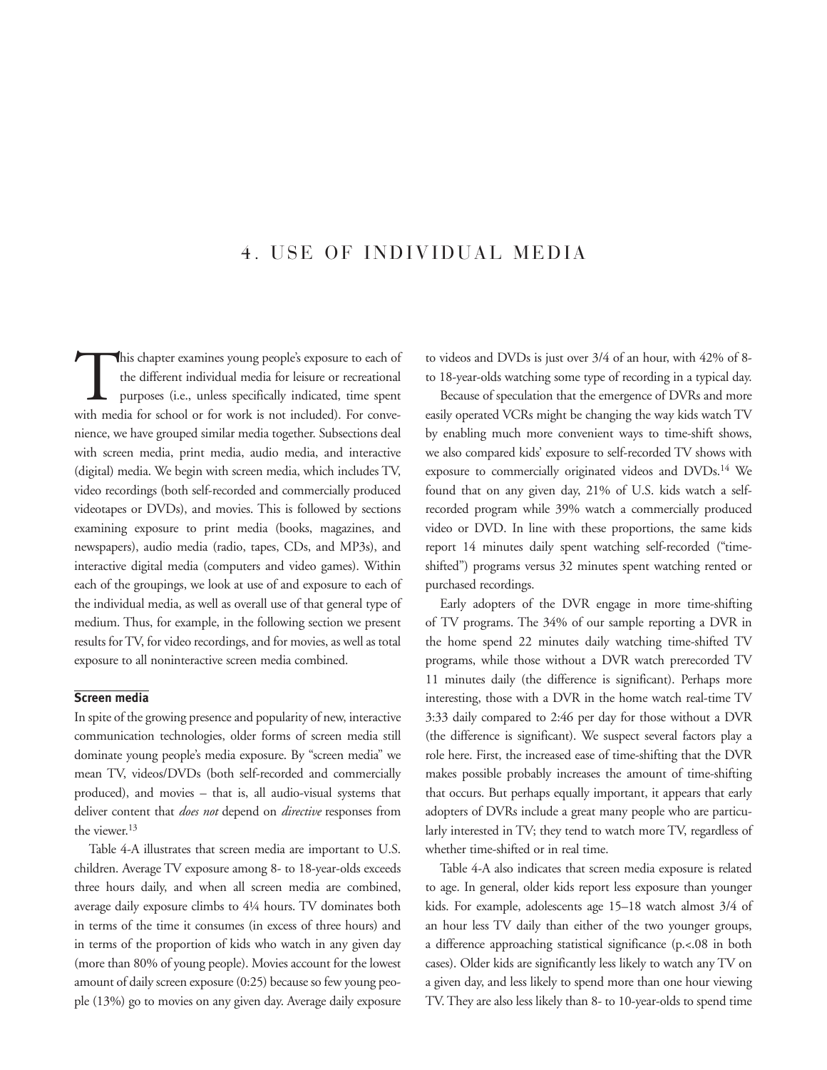# 4. USE OF INDIVIDUAL MEDIA

This chapter examines young people's exposure to each of the different individual media for leisure or recreational purposes (i.e., unless specifically indicated, time spent with media for school or for work is not included). For convenience, we have grouped similar media together. Subsections deal with screen media, print media, audio media, and interactive (digital) media. We begin with screen media, which includes TV, video recordings (both self-recorded and commercially produced videotapes or DVDs), and movies. This is followed by sections examining exposure to print media (books, magazines, and newspapers), audio media (radio, tapes, CDs, and MP3s), and interactive digital media (computers and video games). Within each of the groupings, we look at use of and exposure to each of the individual media, as well as overall use of that general type of medium. Thus, for example, in the following section we present results for TV, for video recordings, and for movies, as well as total exposure to all noninteractive screen media combined.

## Screen media

In spite of the growing presence and popularity of new, interactive communication technologies, older forms of screen media still dominate young people's media exposure. By "screen media" we mean TV, videos/DVDs (both self-recorded and commercially produced), and movies – that is, all audio-visual systems that deliver content that *does not* depend on *directive* responses from the viewer.[13]

Table 4-A illustrates that screen media are important to U.S. children. Average TV exposure among 8- to 18-year-olds exceeds three hours daily, and when all screen media are combined, average daily exposure climbs to 4¼ hours. TV dominates both in terms of the time it consumes (in excess of three hours) and in terms of the proportion of kids who watch in any given day (more than 80% of young people). Movies account for the lowest amount of daily screen exposure (0:25) because so few young people (13%) go to movies on any given day. Average daily exposure to videos and DVDs is just over 3/4 of an hour, with 42% of 8- to 18-year-olds watching some type of recording in a typical day.

Because of speculation that the emergence of DVRs and more easily operated VCRs might be changing the way kids watch TV by enabling much more convenient ways to time-shift shows, we also compared kids' exposure to self-recorded TV shows with exposure to commercially originated videos and DVDs.[14] We found that on any given day, 21% of U.S. kids watch a self-recorded program while 39% watch a commercially produced video or DVD. In line with these proportions, the same kids report 14 minutes daily spent watching self-recorded ("time-shifted") programs versus 32 minutes spent watching rented or purchased recordings.

Early adopters of the DVR engage in more time-shifting of TV programs. The 34% of our sample reporting a DVR in the home spend 22 minutes daily watching time-shifted TV programs, while those without a DVR watch prerecorded TV 11 minutes daily (the difference is significant). Perhaps more interesting, those with a DVR in the home watch real-time TV 3:33 daily compared to 2:46 per day for those without a DVR (the difference is significant). We suspect several factors play a role here. First, the increased ease of time-shifting that the DVR makes possible probably increases the amount of time-shifting that occurs. But perhaps equally important, it appears that early adopters of DVRs include a great many people who are particularly interested in TV; they tend to watch more TV, regardless of whether time-shifted or in real time.

Table 4-A also indicates that screen media exposure is related to age. In general, older kids report less exposure than younger kids. For example, adolescents age 15–18 watch almost 3/4 of an hour less TV daily than either of the two younger groups, a difference approaching statistical significance ($p<.08$ in both cases). Older kids are significantly less likely to watch any TV on a given day, and less likely to spend more than one hour viewing TV. They are also less likely than 8- to 10-year-olds to spend time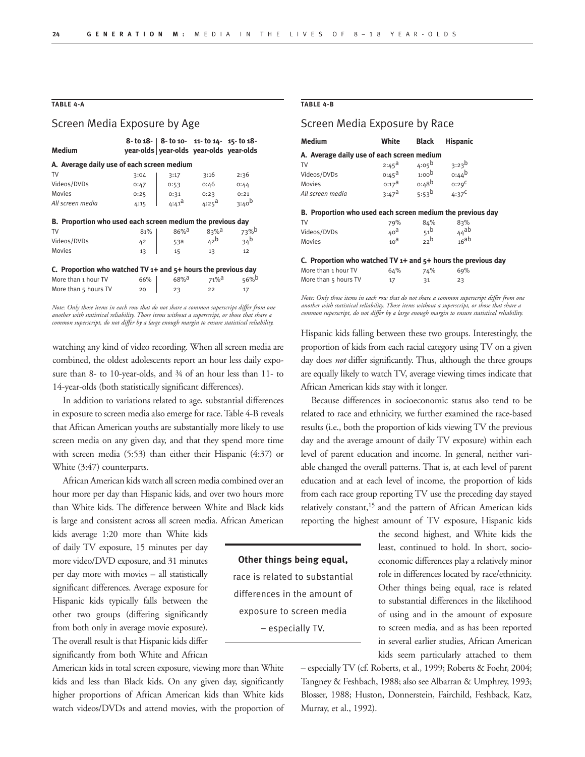**TABLE 4-A**

## Screen Media Exposure by Age

| Medium | 8- to 18-year-olds | 8- to 10-year-olds | 11- to 14-year-olds | 15- to 18-year-olds |
|---|---|---|---|---|
| **A. Average daily use of each screen medium** | | | | |
| TV | 3:04 | 3:17 | 3:16 | 2:36 |
| Videos/DVDs | 0:47 | 0:53 | 0:46 | 0:44 |
| Movies | 0:25 | 0:31 | 0:23 | 0:21 |
| *All screen media* | 4:15 | 4:41[a] | 4:25[a] | 3:40[b] |
| **B. Proportion who used each screen medium the previous day** | | | | |
| TV | 81% | 86%[a] | 83%[a] | 73%[b] |
| Videos/DVDs | 42 | 53a | 42[b] | 34[b] |
| Movies | 13 | 15 | 13 | 12 |
| **C. Proportion who watched TV 1+ and 5+ hours the previous day** | | | | |
| More than 1 hour TV | 66% | 68%[a] | 71%[a] | 56%[b] |
| More than 5 hours TV | 20 | 23 | 22 | 17 |

*Note: Only those items in each row that do not share a common superscript differ from one another with statistical reliability. Those items without a superscript, or those that share a common superscript, do not differ by a large enough margin to ensure statistical reliability.*

**TABLE 4-B**

## Screen Media Exposure by Race

| Medium | White | Black | Hispanic |
|---|---|---|---|
| **A. Average daily use of each screen medium** | | | |
| TV | 2:45[a] | 4:05[b] | 3:23[b] |
| Videos/DVDs | 0:45[a] | 1:00[b] | 0:44[b] |
| Movies | 0:17[a] | 0:48[b] | 0:29[c] |
| *All screen media* | 3:47[a] | 5:53[b] | 4:37[c] |
| **B. Proportion who used each screen medium the previous day** | | | |
| TV | 79% | 84% | 83% |
| Videos/DVDs | 40[a] | 51[b] | 44[ab] |
| Movies | 10[a] | 22[b] | 16[ab] |
| **C. Proportion who watched TV 1+ and 5+ hours the previous day** | | | |
| More than 1 hour TV | 64% | 74% | 69% |
| More than 5 hours TV | 17 | 31 | 23 |

*Note: Only those items in each row that do not share a common superscript differ from one another with statistical reliability. Those items without a superscript, or those that share a common superscript, do not differ by a large enough margin to ensure statistical reliability.*

watching any kind of video recording. When all screen media are combined, the oldest adolescents report an hour less daily exposure than 8- to 10-year-olds, and ¾ of an hour less than 11- to 14-year-olds (both statistically significant differences).

In addition to variations related to age, substantial differences in exposure to screen media also emerge for race. Table 4-B reveals that African American youths are substantially more likely to use screen media on any given day, and that they spend more time with screen media (5:53) than either their Hispanic (4:37) or White (3:47) counterparts.

African American kids watch all screen media combined over an hour more per day than Hispanic kids, and over two hours more than White kids. The difference between White and Black kids is large and consistent across all screen media. African American kids average 1:20 more than White kids of daily TV exposure, 15 minutes per day more video/DVD exposure, and 31 minutes per day more with movies – all statistically significant differences. Average exposure for Hispanic kids typically falls between the other two groups (differing significantly from both only in average movie exposure). The overall result is that Hispanic kids differ significantly from both White and African American kids in total screen exposure, viewing more than White kids and less than Black kids. On any given day, significantly higher proportions of African American kids than White kids watch videos/DVDs and attend movies, with the proportion of Hispanic kids falling between these two groups. Interestingly, the proportion of kids from each racial category using TV on a given day does *not* differ significantly. Thus, although the three groups are equally likely to watch TV, average viewing times indicate that African American kids stay with it longer.

Because differences in socioeconomic status also tend to be related to race and ethnicity, we further examined the race-based results (i.e., both the proportion of kids viewing TV the previous day and the average amount of daily TV exposure) within each level of parent education and income. In general, neither variable changed the overall patterns. That is, at each level of parent education and at each level of income, the proportion of kids from each race group reporting TV use the preceding day stayed relatively constant,[15] and the pattern of African American kids reporting the highest amount of TV exposure, Hispanic kids the second highest, and White kids the least, continued to hold. In short, socioeconomic differences play a relatively minor role in differences located by race/ethnicity. Other things being equal, race is related to substantial differences in the likelihood of using and in the amount of exposure to screen media, and as has been reported in several earlier studies, African American kids seem particularly attached to them – especially TV (cf. Roberts, et al., 1999; Roberts & Foehr, 2004; Tangney & Feshbach, 1988; also see Albarran & Umphrey, 1993; Blosser, 1988; Huston, Donnerstein, Fairchild, Feshback, Katz, Murray, et al., 1992).

> **Other things being equal,** race is related to substantial differences in the amount of exposure to screen media – especially TV.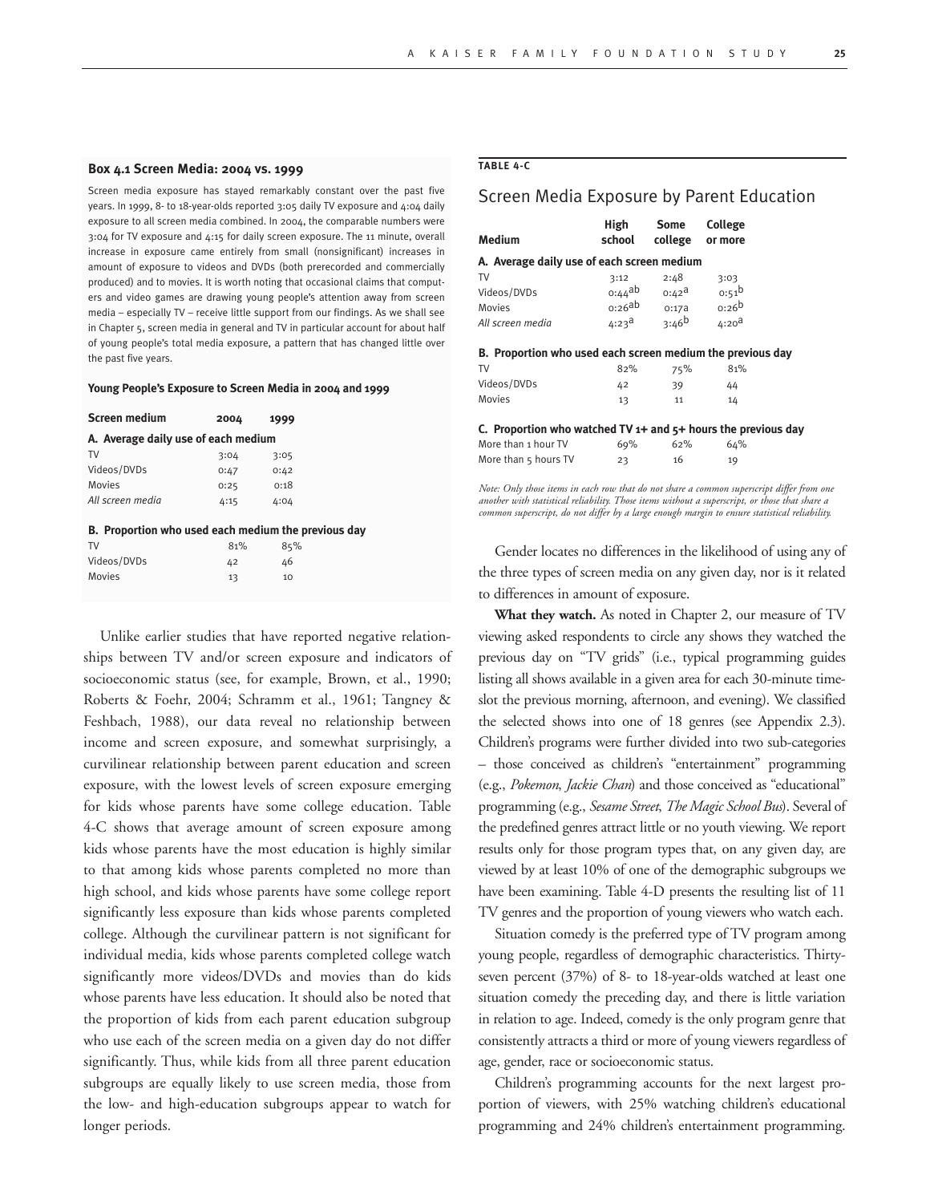### Box 4.1 Screen Media: 2004 vs. 1999

Screen media exposure has stayed remarkably constant over the past five years. In 1999, 8- to 18-year-olds reported 3:05 daily TV exposure and 4:04 daily exposure to all screen media combined. In 2004, the comparable numbers were 3:04 for TV exposure and 4:15 for daily screen exposure. The 11 minute, overall increase in exposure came entirely from small (nonsignificant) increases in amount of exposure to videos and DVDs (both prerecorded and commercially produced) and to movies. It is worth noting that occasional claims that computers and video games are drawing young people's attention away from screen media – especially TV – receive little support from our findings. As we shall see in Chapter 5, screen media in general and TV in particular account for about half of young people's total media exposure, a pattern that has changed little over the past five years.

**Young People's Exposure to Screen Media in 2004 and 1999**

| Screen medium | 2004 | 1999 |
|---|---|---|
| **A. Average daily use of each medium** | | |
| TV | 3:04 | 3:05 |
| Videos/DVDs | 0:47 | 0:42 |
| Movies | 0:25 | 0:18 |
| *All screen media* | 4:15 | 4:04 |
| **B. Proportion who used each medium the previous day** | | |
| TV | 81% | 85% |
| Videos/DVDs | 42 | 46 |
| Movies | 13 | 10 |

Unlike earlier studies that have reported negative relationships between TV and/or screen exposure and indicators of socioeconomic status (see, for example, Brown, et al., 1990; Roberts & Foehr, 2004; Schramm et al., 1961; Tangney & Feshbach, 1988), our data reveal no relationship between income and screen exposure, and somewhat surprisingly, a curvilinear relationship between parent education and screen exposure, with the lowest levels of screen exposure emerging for kids whose parents have some college education. Table 4-C shows that average amount of screen exposure among kids whose parents have the most education is highly similar to that among kids whose parents completed no more than high school, and kids whose parents have some college report significantly less exposure than kids whose parents completed college. Although the curvilinear pattern is not significant for individual media, kids whose parents completed college watch significantly more videos/DVDs and movies than do kids whose parents have less education. It should also be noted that the proportion of kids from each parent education subgroup who use each of the screen media on a given day do not differ significantly. Thus, while kids from all three parent education subgroups are equally likely to use screen media, those from the low- and high-education subgroups appear to watch for longer periods.

**TABLE 4-C**

## Screen Media Exposure by Parent Education

| Medium | High school | Some college | College or more |
|---|---|---|---|
| **A. Average daily use of each screen medium** | | | |
| TV | 3:12 | 2:48 | 3:03 |
| Videos/DVDs | 0:44[ab] | 0:42[a] | 0:51[b] |
| Movies | 0:26[ab] | 0:17a | 0:26[b] |
| *All screen media* | 4:23[a] | 3:46[b] | 4:20[a] |
| **B. Proportion who used each screen medium the previous day** | | | |
| TV | 82% | 75% | 81% |
| Videos/DVDs | 42 | 39 | 44 |
| Movies | 13 | 11 | 14 |
| **C. Proportion who watched TV 1+ and 5+ hours the previous day** | | | |
| More than 1 hour TV | 69% | 62% | 64% |
| More than 5 hours TV | 23 | 16 | 19 |

*Note: Only those items in each row that do not share a common superscript differ from one another with statistical reliability. Those items without a superscript, or those that share a common superscript, do not differ by a large enough margin to ensure statistical reliability.*

Gender locates no differences in the likelihood of using any of the three types of screen media on any given day, nor is it related to differences in amount of exposure.

**What they watch.** As noted in Chapter 2, our measure of TV viewing asked respondents to circle any shows they watched the previous day on "TV grids" (i.e., typical programming guides listing all shows available in a given area for each 30-minute timeslot the previous morning, afternoon, and evening). We classified the selected shows into one of 18 genres (see Appendix 2.3). Children's programs were further divided into two sub-categories – those conceived as children's "entertainment" programming (e.g., *Pokemon*, *Jackie Chan*) and those conceived as "educational" programming (e.g., *Sesame Street*, *The Magic School Bus*). Several of the predefined genres attract little or no youth viewing. We report results only for those program types that, on any given day, are viewed by at least 10% of one of the demographic subgroups we have been examining. Table 4-D presents the resulting list of 11 TV genres and the proportion of young viewers who watch each.

Situation comedy is the preferred type of TV program among young people, regardless of demographic characteristics. Thirty-seven percent (37%) of 8- to 18-year-olds watched at least one situation comedy the preceding day, and there is little variation in relation to age. Indeed, comedy is the only program genre that consistently attracts a third or more of young viewers regardless of age, gender, race or socioeconomic status.

Children's programming accounts for the next largest proportion of viewers, with 25% watching children's educational programming and 24% children's entertainment programming.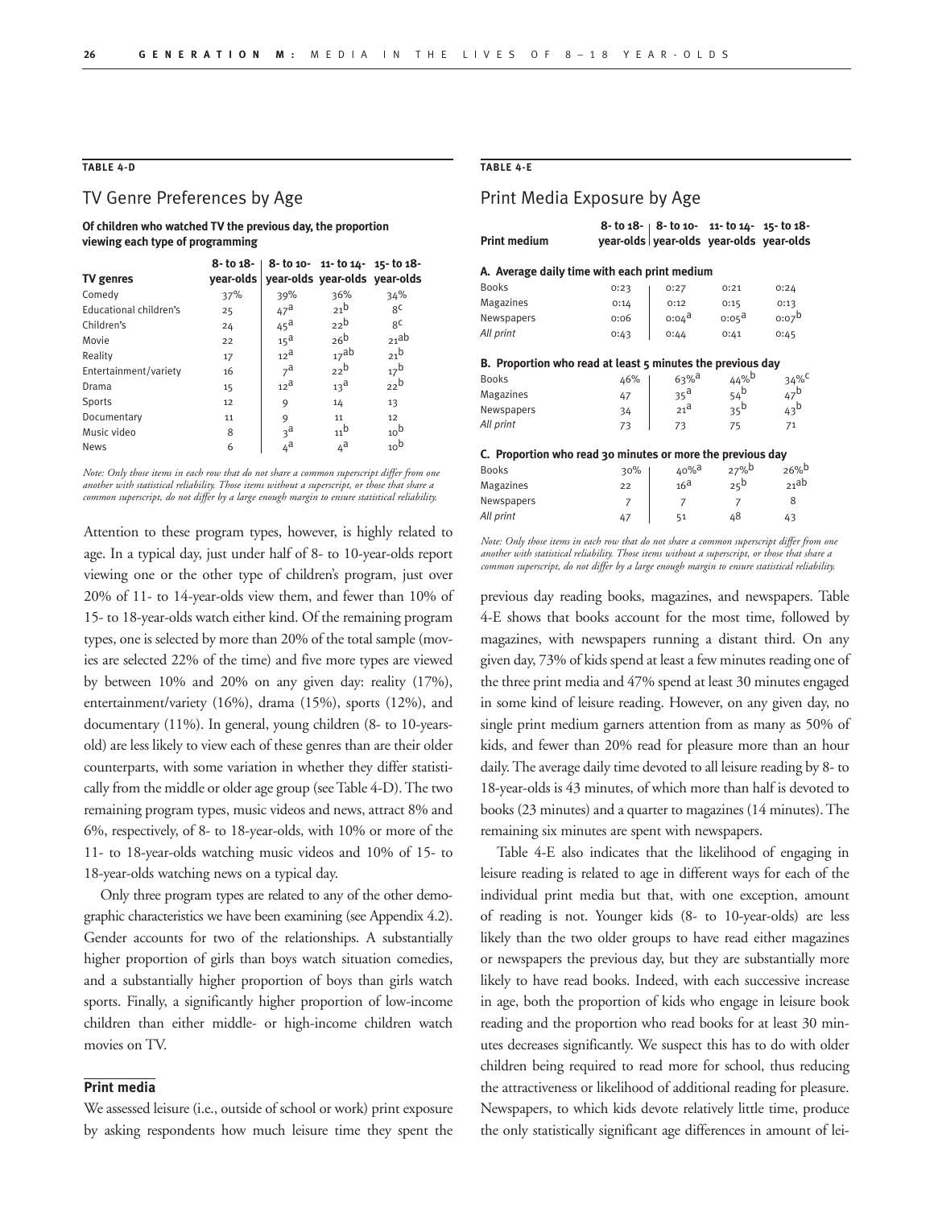**TABLE 4-D**

## TV Genre Preferences by Age

**Of children who watched TV the previous day, the proportion viewing each type of programming**

| TV genres | 8- to 18-year-olds | 8- to 10-year-olds | 11- to 14-year-olds | 15- to 18-year-olds |
|---|---|---|---|---|
| Comedy | 37% | 39% | 36% | 34% |
| Educational children's | 25 | 47[a] | 21[b] | 8[c] |
| Children's | 24 | 45[a] | 22[b] | 8[c] |
| Movie | 22 | 15[a] | 26[b] | 21[ab] |
| Reality | 17 | 12[a] | 17[ab] | 21[b] |
| Entertainment/variety | 16 | 7[a] | 22[b] | 17[b] |
| Drama | 15 | 12[a] | 13[a] | 22[b] |
| Sports | 12 | 9 | 14 | 13 |
| Documentary | 11 | 9 | 11 | 12 |
| Music video | 8 | 3[a] | 11[b] | 10[b] |
| News | 6 | 4[a] | 4[a] | 10[b] |

*Note: Only those items in each row that do not share a common superscript differ from one another with statistical reliability. Those items without a superscript, or those that share a common superscript, do not differ by a large enough margin to ensure statistical reliability.*

Attention to these program types, however, is highly related to age. In a typical day, just under half of 8- to 10-year-olds report viewing one or the other type of children's program, just over 20% of 11- to 14-year-olds view them, and fewer than 10% of 15- to 18-year-olds watch either kind. Of the remaining program types, one is selected by more than 20% of the total sample (movies are selected 22% of the time) and five more types are viewed by between 10% and 20% on any given day: reality (17%), entertainment/variety (16%), drama (15%), sports (12%), and documentary (11%). In general, young children (8- to 10-years-old) are less likely to view each of these genres than are their older counterparts, with some variation in whether they differ statistically from the middle or older age group (see Table 4-D). The two remaining program types, music videos and news, attract 8% and 6%, respectively, of 8- to 18-year-olds, with 10% or more of the 11- to 18-year-olds watching music videos and 10% of 15- to 18-year-olds watching news on a typical day.

Only three program types are related to any of the other demographic characteristics we have been examining (see Appendix 4.2). Gender accounts for two of the relationships. A substantially higher proportion of girls than boys watch situation comedies, and a substantially higher proportion of boys than girls watch sports. Finally, a significantly higher proportion of low-income children than either middle- or high-income children watch movies on TV.

### Print media

We assessed leisure (i.e., outside of school or work) print exposure by asking respondents how much leisure time they spent the previous day reading books, magazines, and newspapers. Table 4-E shows that books account for the most time, followed by magazines, with newspapers running a distant third. On any given day, 73% of kids spend at least a few minutes reading one of the three print media and 47% spend at least 30 minutes engaged in some kind of leisure reading. However, on any given day, no single print medium garners attention from as many as 50% of kids, and fewer than 20% read for pleasure more than an hour daily. The average daily time devoted to all leisure reading by 8- to 18-year-olds is 43 minutes, of which more than half is devoted to books (23 minutes) and a quarter to magazines (14 minutes). The remaining six minutes are spent with newspapers.

**TABLE 4-E**

## Print Media Exposure by Age

| Print medium | 8- to 18-year-olds | 8- to 10-year-olds | 11- to 14-year-olds | 15- to 18-year-olds |
|---|---|---|---|---|
| **A. Average daily time with each print medium** | | | | |
| Books | 0:23 | 0:27 | 0:21 | 0:24 |
| Magazines | 0:14 | 0:12 | 0:15 | 0:13 |
| Newspapers | 0:06 | 0:04[a] | 0:05[a] | 0:07[b] |
| *All print* | 0:43 | 0:44 | 0:41 | 0:45 |
| **B. Proportion who read at least 5 minutes the previous day** | | | | |
| Books | 46% | 63%[a] | 44%[b] | 34%[c] |
| Magazines | 47 | 35[a] | 54[b] | 47[b] |
| Newspapers | 34 | 21[a] | 35[b] | 43[b] |
| *All print* | 73 | 73 | 75 | 71 |
| **C. Proportion who read 30 minutes or more the previous day** | | | | |
| Books | 30% | 40%[a] | 27%[b] | 26%[b] |
| Magazines | 22 | 16[a] | 25[b] | 21[ab] |
| Newspapers | 7 | 7 | 7 | 8 |
| *All print* | 47 | 51 | 48 | 43 |

*Note: Only those items in each row that do not share a common superscript differ from one another with statistical reliability. Those items without a superscript, or those that share a common superscript, do not differ by a large enough margin to ensure statistical reliability.*

Table 4-E also indicates that the likelihood of engaging in leisure reading is related to age in different ways for each of the individual print media but that, with one exception, amount of reading is not. Younger kids (8- to 10-year-olds) are less likely than the two older groups to have read either magazines or newspapers the previous day, but they are substantially more likely to have read books. Indeed, with each successive increase in age, both the proportion of kids who engage in leisure book reading and the proportion who read books for at least 30 minutes decreases significantly. We suspect this has to do with older children being required to read more for school, thus reducing the attractiveness or likelihood of additional reading for pleasure. Newspapers, to which kids devote relatively little time, produce the only statistically significant age differences in amount of lei-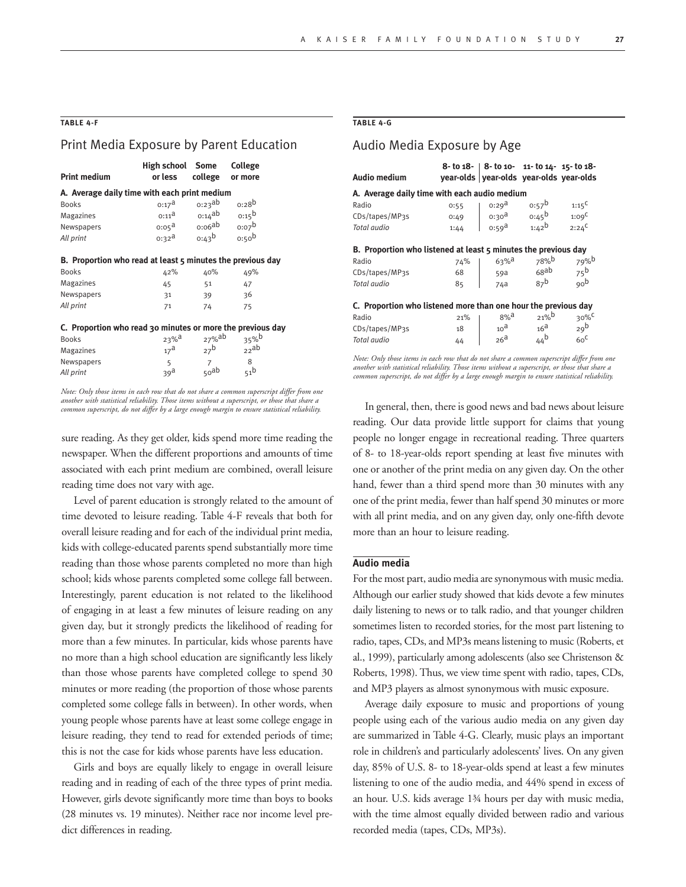**TABLE 4-F**

## Print Media Exposure by Parent Education

| Print medium | High school or less | Some college | College or more |
|---|---|---|---|
| **A. Average daily time with each print medium** | | | |
| Books | $0{:}17^{a}$ | $0{:}23^{ab}$ | $0{:}28^{b}$ |
| Magazines | $0{:}11^{a}$ | $0{:}14^{ab}$ | $0{:}15^{b}$ |
| Newspapers | $0{:}05^{a}$ | $0{:}06^{ab}$ | $0{:}07^{b}$ |
| *All print* | $0{:}32^{a}$ | $0{:}43^{b}$ | $0{:}50^{b}$ |
| **B. Proportion who read at least 5 minutes the previous day** | | | |
| Books | 42% | 40% | 49% |
| Magazines | 45 | 51 | 47 |
| Newspapers | 31 | 39 | 36 |
| *All print* | 71 | 74 | 75 |
| **C. Proportion who read 30 minutes or more the previous day** | | | |
| Books | $23\%^{a}$ | $27\%^{ab}$ | $35\%^{b}$ |
| Magazines | $17^{a}$ | $27^{b}$ | $22^{ab}$ |
| Newspapers | 5 | 7 | 8 |
| *All print* | $39^{a}$ | $50^{ab}$ | $51^{b}$ |

*Note: Only those items in each row that do not share a common superscript differ from one another with statistical reliability. Those items without a superscript, or those that share a common superscript, do not differ by a large enough margin to ensure statistical reliability.*

sure reading. As they get older, kids spend more time reading the newspaper. When the different proportions and amounts of time associated with each print medium are combined, overall leisure reading time does not vary with age.

Level of parent education is strongly related to the amount of time devoted to leisure reading. Table 4-F reveals that both for overall leisure reading and for each of the individual print media, kids with college-educated parents spend substantially more time reading than those whose parents completed no more than high school; kids whose parents completed some college fall between. Interestingly, parent education is not related to the likelihood of engaging in at least a few minutes of leisure reading on any given day, but it strongly predicts the likelihood of reading for more than a few minutes. In particular, kids whose parents have no more than a high school education are significantly less likely than those whose parents have completed college to spend 30 minutes or more reading (the proportion of those whose parents completed some college falls in between). In other words, when young people whose parents have at least some college engage in leisure reading, they tend to read for extended periods of time; this is not the case for kids whose parents have less education.

Girls and boys are equally likely to engage in overall leisure reading and in reading of each of the three types of print media. However, girls devote significantly more time than boys to books (28 minutes vs. 19 minutes). Neither race nor income level predict differences in reading.

**TABLE 4-G**

## Audio Media Exposure by Age

| Audio medium | 8- to 18-year-olds | 8- to 10-year-olds | 11- to 14-year-olds | 15- to 18-year-olds |
|---|---|---|---|---|
| **A. Average daily time with each audio medium** | | | | |
| Radio | 0:55 | $0{:}29^{a}$ | $0{:}57^{b}$ | $1{:}15^{c}$ |
| CDs/tapes/MP3s | 0:49 | $0{:}30^{a}$ | $0{:}45^{b}$ | $1{:}09^{c}$ |
| *Total audio* | 1:44 | $0{:}59^{a}$ | $1{:}42^{b}$ | $2{:}24^{c}$ |
| **B. Proportion who listened at least 5 minutes the previous day** | | | | |
| Radio | 74% | $63\%^{a}$ | $78\%^{b}$ | $79\%^{b}$ |
| CDs/tapes/MP3s | 68 | 59a | $68^{ab}$ | $75^{b}$ |
| *Total audio* | 85 | 74a | $87^{b}$ | $90^{b}$ |
| **C. Proportion who listened more than one hour the previous day** | | | | |
| Radio | 21% | $8\%^{a}$ | $21\%^{b}$ | $30\%^{c}$ |
| CDs/tapes/MP3s | 18 | $10^{a}$ | $16^{a}$ | $29^{b}$ |
| *Total audio* | 44 | $26^{a}$ | $44^{b}$ | $60^{c}$ |

*Note: Only those items in each row that do not share a common superscript differ from one another with statistical reliability. Those items without a superscript, or those that share a common superscript, do not differ by a large enough margin to ensure statistical reliability.*

In general, then, there is good news and bad news about leisure reading. Our data provide little support for claims that young people no longer engage in recreational reading. Three quarters of 8- to 18-year-olds report spending at least five minutes with one or another of the print media on any given day. On the other hand, fewer than a third spend more than 30 minutes with any one of the print media, fewer than half spend 30 minutes or more with all print media, and on any given day, only one-fifth devote more than an hour to leisure reading.

### Audio media

For the most part, audio media are synonymous with music media. Although our earlier study showed that kids devote a few minutes daily listening to news or to talk radio, and that younger children sometimes listen to recorded stories, for the most part listening to radio, tapes, CDs, and MP3s means listening to music (Roberts, et al., 1999), particularly among adolescents (also see Christenson & Roberts, 1998). Thus, we view time spent with radio, tapes, CDs, and MP3 players as almost synonymous with music exposure.

Average daily exposure to music and proportions of young people using each of the various audio media on any given day are summarized in Table 4-G. Clearly, music plays an important role in children's and particularly adolescents' lives. On any given day, 85% of U.S. 8- to 18-year-olds spend at least a few minutes listening to one of the audio media, and 44% spend in excess of an hour. U.S. kids average 1¾ hours per day with music media, with the time almost equally divided between radio and various recorded media (tapes, CDs, MP3s).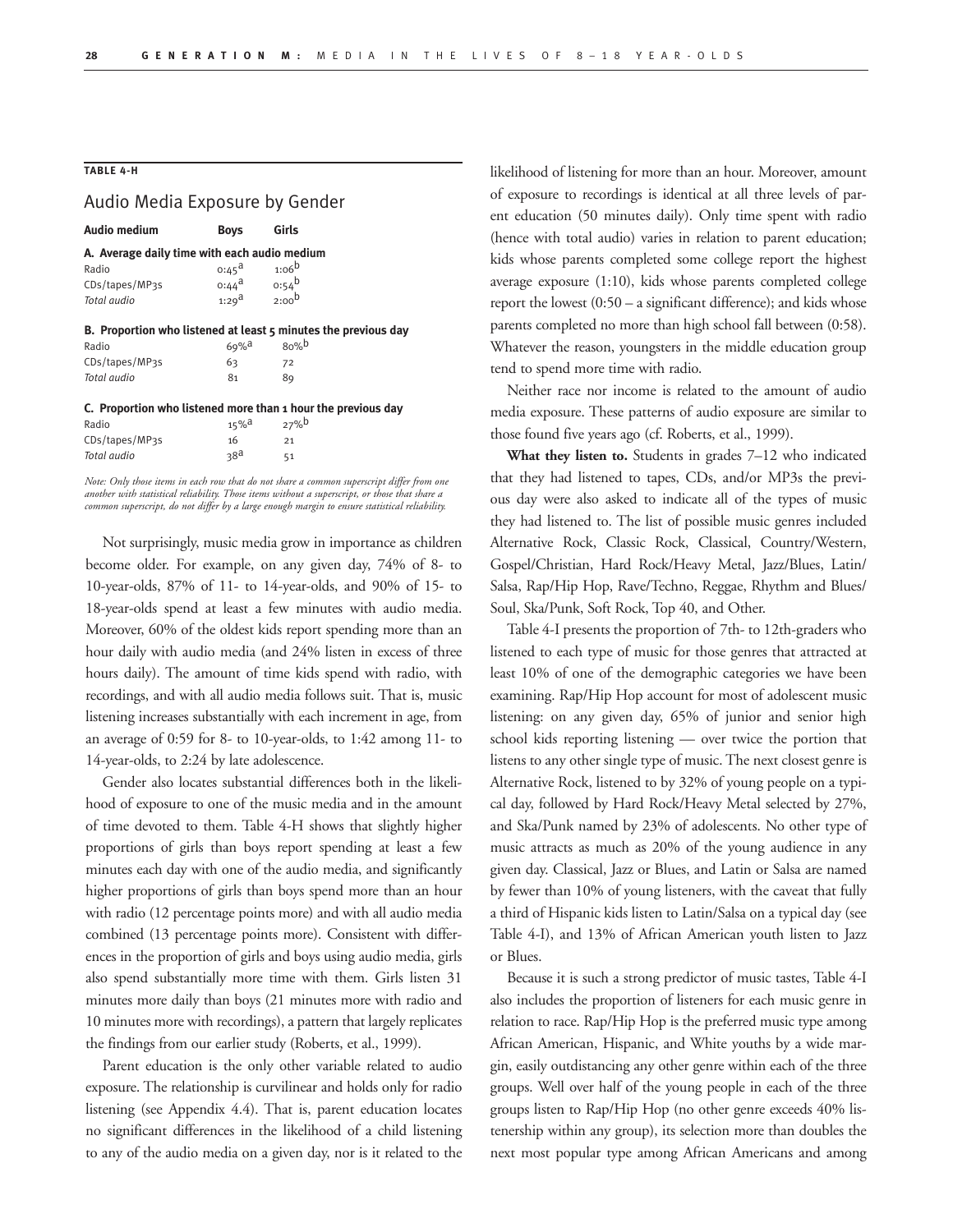**TABLE 4-H**

## Audio Media Exposure by Gender

| Audio medium | Boys | Girls |
|---|---|---|
| **A. Average daily time with each audio medium** | | |
| Radio | 0:45[a] | 1:06[b] |
| CDs/tapes/MP3s | 0:44[a] | 0:54[b] |
| *Total audio* | 1:29[a] | 2:00[b] |
| **B. Proportion who listened at least 5 minutes the previous day** | | |
| Radio | 69%[a] | 80%[b] |
| CDs/tapes/MP3s | 63 | 72 |
| *Total audio* | 81 | 89 |
| **C. Proportion who listened more than 1 hour the previous day** | | |
| Radio | 15%[a] | 27%[b] |
| CDs/tapes/MP3s | 16 | 21 |
| *Total audio* | 38[a] | 51 |

*Note: Only those items in each row that do not share a common superscript differ from one another with statistical reliability. Those items without a superscript, or those that share a common superscript, do not differ by a large enough margin to ensure statistical reliability.*

Not surprisingly, music media grow in importance as children become older. For example, on any given day, 74% of 8- to 10-year-olds, 87% of 11- to 14-year-olds, and 90% of 15- to 18-year-olds spend at least a few minutes with audio media. Moreover, 60% of the oldest kids report spending more than an hour daily with audio media (and 24% listen in excess of three hours daily). The amount of time kids spend with radio, with recordings, and with all audio media follows suit. That is, music listening increases substantially with each increment in age, from an average of 0:59 for 8- to 10-year-olds, to 1:42 among 11- to 14-year-olds, to 2:24 by late adolescence.

Gender also locates substantial differences both in the likelihood of exposure to one of the music media and in the amount of time devoted to them. Table 4-H shows that slightly higher proportions of girls than boys report spending at least a few minutes each day with one of the audio media, and significantly higher proportions of girls than boys spend more than an hour with radio (12 percentage points more) and with all audio media combined (13 percentage points more). Consistent with differences in the proportion of girls and boys using audio media, girls also spend substantially more time with them. Girls listen 31 minutes more daily than boys (21 minutes more with radio and 10 minutes more with recordings), a pattern that largely replicates the findings from our earlier study (Roberts, et al., 1999).

Parent education is the only other variable related to audio exposure. The relationship is curvilinear and holds only for radio listening (see Appendix 4.4). That is, parent education locates no significant differences in the likelihood of a child listening to any of the audio media on a given day, nor is it related to the likelihood of listening for more than an hour. Moreover, amount of exposure to recordings is identical at all three levels of parent education (50 minutes daily). Only time spent with radio (hence with total audio) varies in relation to parent education; kids whose parents completed some college report the highest average exposure (1:10), kids whose parents completed college report the lowest (0:50 – a significant difference); and kids whose parents completed no more than high school fall between (0:58). Whatever the reason, youngsters in the middle education group tend to spend more time with radio.

Neither race nor income is related to the amount of audio media exposure. These patterns of audio exposure are similar to those found five years ago (cf. Roberts, et al., 1999).

**What they listen to.** Students in grades 7–12 who indicated that they had listened to tapes, CDs, and/or MP3s the previous day were also asked to indicate all of the types of music they had listened to. The list of possible music genres included Alternative Rock, Classic Rock, Classical, Country/Western, Gospel/Christian, Hard Rock/Heavy Metal, Jazz/Blues, Latin/Salsa, Rap/Hip Hop, Rave/Techno, Reggae, Rhythm and Blues/Soul, Ska/Punk, Soft Rock, Top 40, and Other.

Table 4-I presents the proportion of 7th- to 12th-graders who listened to each type of music for those genres that attracted at least 10% of one of the demographic categories we have been examining. Rap/Hip Hop account for most of adolescent music listening: on any given day, 65% of junior and senior high school kids reporting listening — over twice the portion that listens to any other single type of music. The next closest genre is Alternative Rock, listened to by 32% of young people on a typical day, followed by Hard Rock/Heavy Metal selected by 27%, and Ska/Punk named by 23% of adolescents. No other type of music attracts as much as 20% of the young audience in any given day. Classical, Jazz or Blues, and Latin or Salsa are named by fewer than 10% of young listeners, with the caveat that fully a third of Hispanic kids listen to Latin/Salsa on a typical day (see Table 4-I), and 13% of African American youth listen to Jazz or Blues.

Because it is such a strong predictor of music tastes, Table 4-I also includes the proportion of listeners for each music genre in relation to race. Rap/Hip Hop is the preferred music type among African American, Hispanic, and White youths by a wide margin, easily outdistancing any other genre within each of the three groups. Well over half of the young people in each of the three groups listen to Rap/Hip Hop (no other genre exceeds 40% listenership within any group), its selection more than doubles the next most popular type among African Americans and among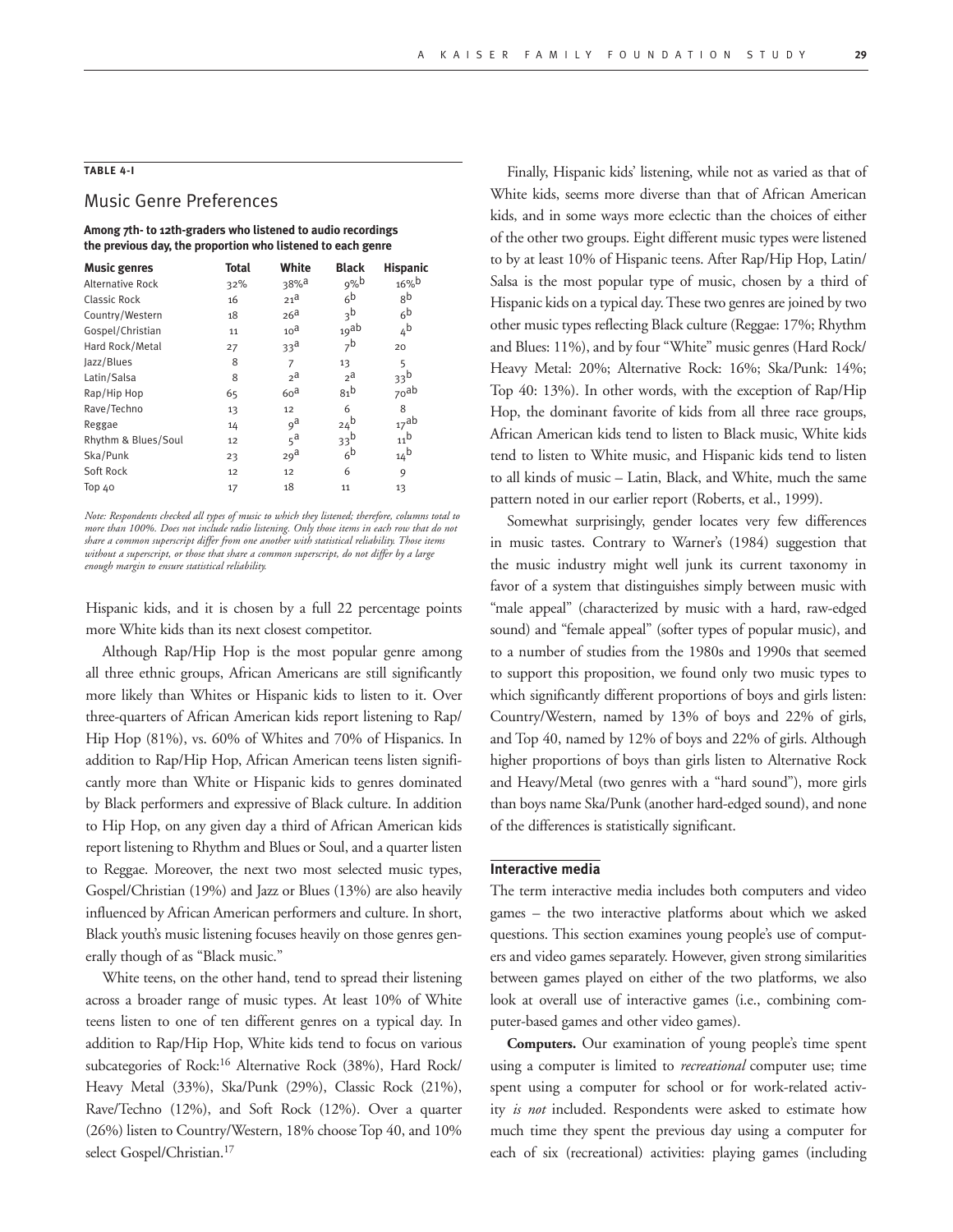**TABLE 4-I**

## Music Genre Preferences

**Among 7th- to 12th-graders who listened to audio recordings the previous day, the proportion who listened to each genre**

| Music genres | Total | White | Black | Hispanic |
|---|---|---|---|---|
| Alternative Rock | 32% | 38%[a] | 9%[b] | 16%[b] |
| Classic Rock | 16 | 21[a] | 6[b] | 8[b] |
| Country/Western | 18 | 26[a] | 3[b] | 6[b] |
| Gospel/Christian | 11 | 10[a] | 19[ab] | 4[b] |
| Hard Rock/Metal | 27 | 33[a] | 7[b] | 20 |
| Jazz/Blues | 8 | 7 | 13 | 5 |
| Latin/Salsa | 8 | 2[a] | 2[a] | 33[b] |
| Rap/Hip Hop | 65 | 60[a] | 81[b] | 70[ab] |
| Rave/Techno | 13 | 12 | 6 | 8 |
| Reggae | 14 | 9[a] | 24[b] | 17[ab] |
| Rhythm & Blues/Soul | 12 | 5[a] | 33[b] | 11[b] |
| Ska/Punk | 23 | 29[a] | 6[b] | 14[b] |
| Soft Rock | 12 | 12 | 6 | 9 |
| Top 40 | 17 | 18 | 11 | 13 |

*Note: Respondents checked all types of music to which they listened; therefore, columns total to more than 100%. Does not include radio listening. Only those items in each row that do not share a common superscript differ from one another with statistical reliability. Those items without a superscript, or those that share a common superscript, do not differ by a large enough margin to ensure statistical reliability.*

Hispanic kids, and it is chosen by a full 22 percentage points more White kids than its next closest competitor.

Although Rap/Hip Hop is the most popular genre among all three ethnic groups, African Americans are still significantly more likely than Whites or Hispanic kids to listen to it. Over three-quarters of African American kids report listening to Rap/Hip Hop (81%), vs. 60% of Whites and 70% of Hispanics. In addition to Rap/Hip Hop, African American teens listen significantly more than White or Hispanic kids to genres dominated by Black performers and expressive of Black culture. In addition to Hip Hop, on any given day a third of African American kids report listening to Rhythm and Blues or Soul, and a quarter listen to Reggae. Moreover, the next two most selected music types, Gospel/Christian (19%) and Jazz or Blues (13%) are also heavily influenced by African American performers and culture. In short, Black youth's music listening focuses heavily on those genres generally though of as "Black music."

White teens, on the other hand, tend to spread their listening across a broader range of music types. At least 10% of White teens listen to one of ten different genres on a typical day. In addition to Rap/Hip Hop, White kids tend to focus on various subcategories of Rock:[16] Alternative Rock (38%), Hard Rock/Heavy Metal (33%), Ska/Punk (29%), Classic Rock (21%), Rave/Techno (12%), and Soft Rock (12%). Over a quarter (26%) listen to Country/Western, 18% choose Top 40, and 10% select Gospel/Christian.[17]

Finally, Hispanic kids' listening, while not as varied as that of White kids, seems more diverse than that of African American kids, and in some ways more eclectic than the choices of either of the other two groups. Eight different music types were listened to by at least 10% of Hispanic teens. After Rap/Hip Hop, Latin/Salsa is the most popular type of music, chosen by a third of Hispanic kids on a typical day. These two genres are joined by two other music types reflecting Black culture (Reggae: 17%; Rhythm and Blues: 11%), and by four "White" music genres (Hard Rock/Heavy Metal: 20%; Alternative Rock: 16%; Ska/Punk: 14%; Top 40: 13%). In other words, with the exception of Rap/Hip Hop, the dominant favorite of kids from all three race groups, African American kids tend to listen to Black music, White kids tend to listen to White music, and Hispanic kids tend to listen to all kinds of music – Latin, Black, and White, much the same pattern noted in our earlier report (Roberts, et al., 1999).

Somewhat surprisingly, gender locates very few differences in music tastes. Contrary to Warner's (1984) suggestion that the music industry might well junk its current taxonomy in favor of a system that distinguishes simply between music with "male appeal" (characterized by music with a hard, raw-edged sound) and "female appeal" (softer types of popular music), and to a number of studies from the 1980s and 1990s that seemed to support this proposition, we found only two music types to which significantly different proportions of boys and girls listen: Country/Western, named by 13% of boys and 22% of girls, and Top 40, named by 12% of boys and 22% of girls. Although higher proportions of boys than girls listen to Alternative Rock and Heavy/Metal (two genres with a "hard sound"), more girls than boys name Ska/Punk (another hard-edged sound), and none of the differences is statistically significant.

### Interactive media

The term interactive media includes both computers and video games – the two interactive platforms about which we asked questions. This section examines young people's use of computers and video games separately. However, given strong similarities between games played on either of the two platforms, we also look at overall use of interactive games (i.e., combining computer-based games and other video games).

**Computers.** Our examination of young people's time spent using a computer is limited to *recreational* computer use; time spent using a computer for school or for work-related activity *is not* included. Respondents were asked to estimate how much time they spent the previous day using a computer for each of six (recreational) activities: playing games (including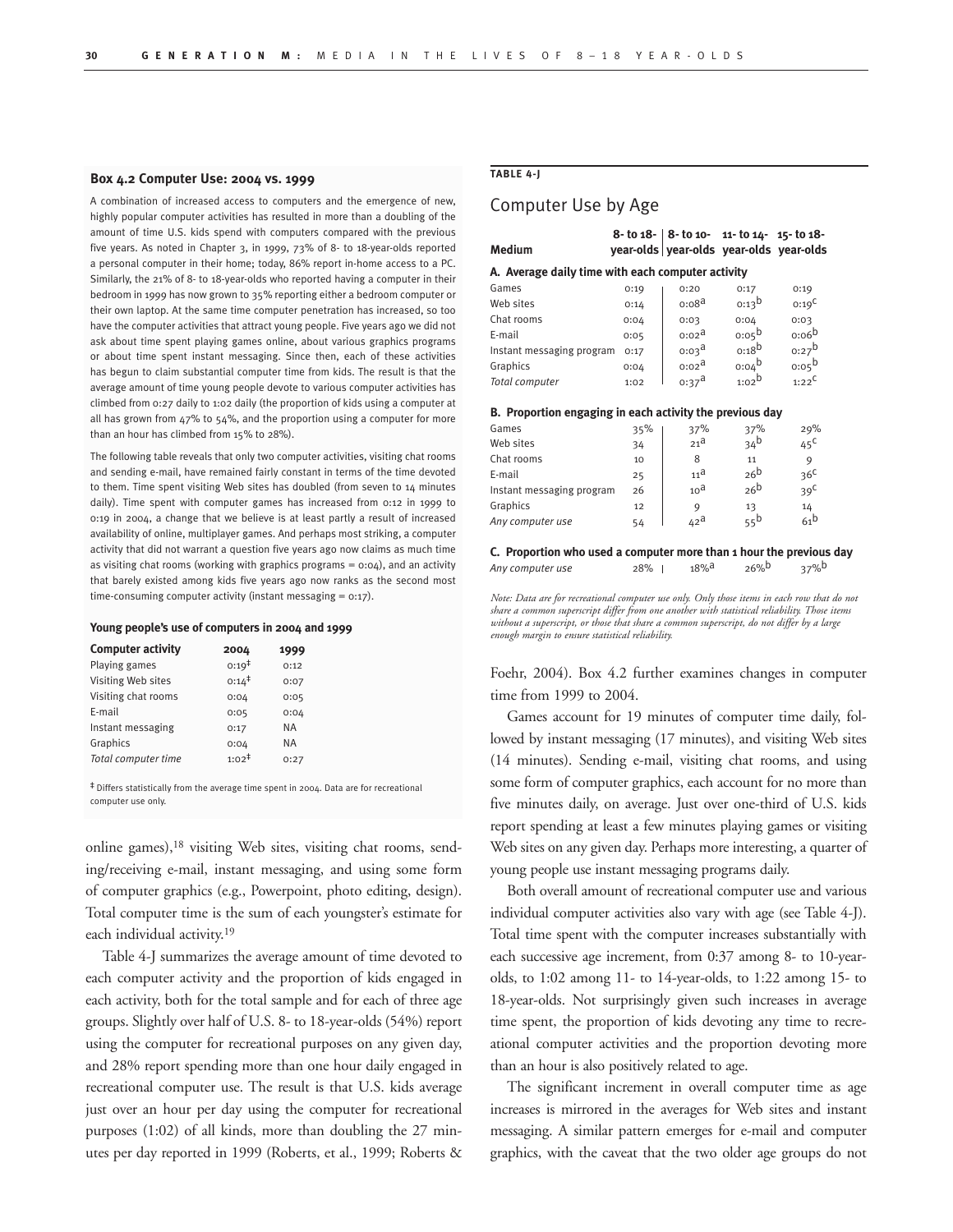### Box 4.2 Computer Use: 2004 vs. 1999

A combination of increased access to computers and the emergence of new, highly popular computer activities has resulted in more than a doubling of the amount of time U.S. kids spend with computers compared with the previous five years. As noted in Chapter 3, in 1999, 73% of 8- to 18-year-olds reported a personal computer in their home; today, 86% report in-home access to a PC. Similarly, the 21% of 8- to 18-year-olds who reported having a computer in their bedroom in 1999 has now grown to 35% reporting either a bedroom computer or their own laptop. At the same time computer penetration has increased, so too have the computer activities that attract young people. Five years ago we did not ask about time spent playing games online, about various graphics programs or about time spent instant messaging. Since then, each of these activities has begun to claim substantial computer time from kids. The result is that the average amount of time young people devote to various computer activities has climbed from 0:27 daily to 1:02 daily (the proportion of kids using a computer at all has grown from 47% to 54%, and the proportion using a computer for more than an hour has climbed from 15% to 28%).

The following table reveals that only two computer activities, visiting chat rooms and sending e-mail, have remained fairly constant in terms of the time devoted to them. Time spent visiting Web sites has doubled (from seven to 14 minutes daily). Time spent with computer games has increased from 0:12 in 1999 to 0:19 in 2004, a change that we believe is at least partly a result of increased availability of online, multiplayer games. And perhaps most striking, a computer activity that did not warrant a question five years ago now claims as much time as visiting chat rooms (working with graphics programs = 0:04), and an activity that barely existed among kids five years ago now ranks as the second most time-consuming computer activity (instant messaging = 0:17).

**Young people's use of computers in 2004 and 1999**

| Computer activity | 2004 | 1999 |
|---|---|---|
| Playing games | 0:19‡ | 0:12 |
| Visiting Web sites | 0:14‡ | 0:07 |
| Visiting chat rooms | 0:04 | 0:05 |
| E-mail | 0:05 | 0:04 |
| Instant messaging | 0:17 | NA |
| Graphics | 0:04 | NA |
| *Total computer time* | 1:02‡ | 0:27 |

‡ Differs statistically from the average time spent in 2004. Data are for recreational computer use only.

online games),[18] visiting Web sites, visiting chat rooms, sending/receiving e-mail, instant messaging, and using some form of computer graphics (e.g., Powerpoint, photo editing, design). Total computer time is the sum of each youngster's estimate for each individual activity.[19]

Table 4-J summarizes the average amount of time devoted to each computer activity and the proportion of kids engaged in each activity, both for the total sample and for each of three age groups. Slightly over half of U.S. 8- to 18-year-olds (54%) report using the computer for recreational purposes on any given day, and 28% report spending more than one hour daily engaged in recreational computer use. The result is that U.S. kids average just over an hour per day using the computer for recreational purposes (1:02) of all kinds, more than doubling the 27 minutes per day reported in 1999 (Roberts, et al., 1999; Roberts & Foehr, 2004). Box 4.2 further examines changes in computer time from 1999 to 2004.

**TABLE 4-J**

## Computer Use by Age

| Medium | 8- to 18-year-olds | 8- to 10-year-olds | 11- to 14-year-olds | 15- to 18-year-olds |
|---|---|---|---|---|
| **A. Average daily time with each computer activity** | | | | |
| Games | 0:19 | 0:20 | 0:17 | 0:19 |
| Web sites | 0:14 | 0:08[a] | 0:13[b] | 0:19[c] |
| Chat rooms | 0:04 | 0:03 | 0:04 | 0:03 |
| E-mail | 0:05 | 0:02[a] | 0:05[b] | 0:06[b] |
| Instant messaging program | 0:17 | 0:03[a] | 0:18[b] | 0:27[b] |
| Graphics | 0:04 | 0:02[a] | 0:04[b] | 0:05[b] |
| *Total computer* | 1:02 | 0:37[a] | 1:02[b] | 1:22[c] |
| **B. Proportion engaging in each activity the previous day** | | | | |
| Games | 35% | 37% | 37% | 29% |
| Web sites | 34 | 21[a] | 34[b] | 45[c] |
| Chat rooms | 10 | 8 | 11 | 9 |
| E-mail | 25 | 11[a] | 26[b] | 36[c] |
| Instant messaging program | 26 | 10[a] | 26[b] | 39[c] |
| Graphics | 12 | 9 | 13 | 14 |
| *Any computer use* | 54 | 42[a] | 55[b] | 61[b] |
| **C. Proportion who used a computer more than 1 hour the previous day** | | | | |
| *Any computer use* | 28% | 18%[a] | 26%[b] | 37%[b] |

*Note: Data are for recreational computer use only. Only those items in each row that do not share a common superscript differ from one another with statistical reliability. Those items without a superscript, or those that share a common superscript, do not differ by a large enough margin to ensure statistical reliability.*

Games account for 19 minutes of computer time daily, followed by instant messaging (17 minutes), and visiting Web sites (14 minutes). Sending e-mail, visiting chat rooms, and using some form of computer graphics, each account for no more than five minutes daily, on average. Just over one-third of U.S. kids report spending at least a few minutes playing games or visiting Web sites on any given day. Perhaps more interesting, a quarter of young people use instant messaging programs daily.

Both overall amount of recreational computer use and various individual computer activities also vary with age (see Table 4-J). Total time spent with the computer increases substantially with each successive age increment, from 0:37 among 8- to 10-year-olds, to 1:02 among 11- to 14-year-olds, to 1:22 among 15- to 18-year-olds. Not surprisingly given such increases in average time spent, the proportion of kids devoting any time to recreational computer activities and the proportion devoting more than an hour is also positively related to age.

The significant increment in overall computer time as age increases is mirrored in the averages for Web sites and instant messaging. A similar pattern emerges for e-mail and computer graphics, with the caveat that the two older age groups do not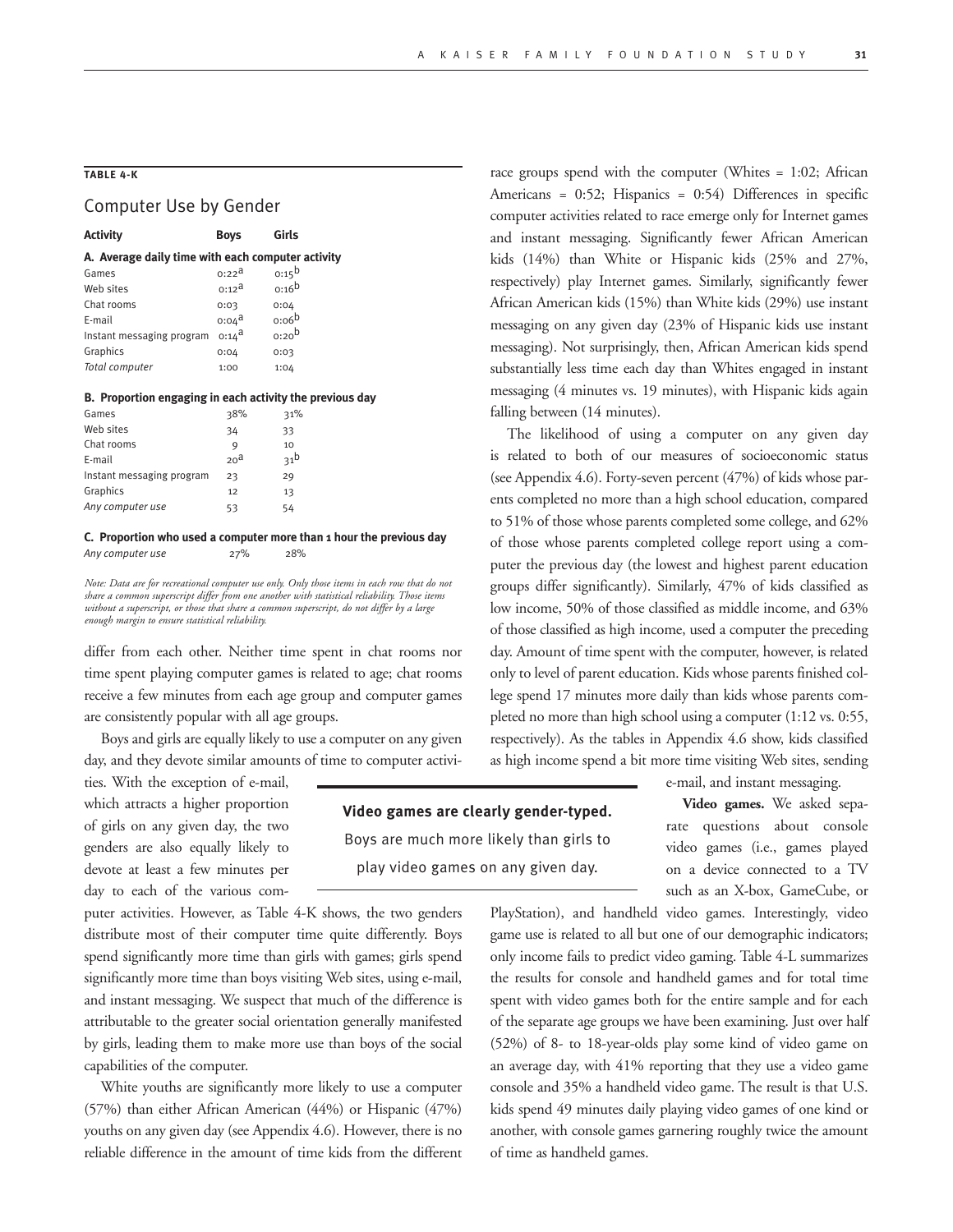**TABLE 4-K**

## Computer Use by Gender

| Activity | Boys | Girls |
|---|---|---|
| **A. Average daily time with each computer activity** | | |
| Games | 0:22[a] | 0:15[b] |
| Web sites | 0:12[a] | 0:16[b] |
| Chat rooms | 0:03 | 0:04 |
| E-mail | 0:04[a] | 0:06[b] |
| Instant messaging program | 0:14[a] | 0:20[b] |
| Graphics | 0:04 | 0:03 |
| *Total computer* | 1:00 | 1:04 |
| **B. Proportion engaging in each activity the previous day** | | |
| Games | 38% | 31% |
| Web sites | 34 | 33 |
| Chat rooms | 9 | 10 |
| E-mail | 20[a] | 31[b] |
| Instant messaging program | 23 | 29 |
| Graphics | 12 | 13 |
| *Any computer use* | 53 | 54 |
| **C. Proportion who used a computer more than 1 hour the previous day** | | |
| *Any computer use* | 27% | 28% |

*Note: Data are for recreational computer use only. Only those items in each row that do not share a common superscript differ from one another with statistical reliability. Those items without a superscript, or those that share a common superscript, do not differ by a large enough margin to ensure statistical reliability.*

differ from each other. Neither time spent in chat rooms nor time spent playing computer games is related to age; chat rooms receive a few minutes from each age group and computer games are consistently popular with all age groups.

Boys and girls are equally likely to use a computer on any given day, and they devote similar amounts of time to computer activities. With the exception of e-mail, which attracts a higher proportion of girls on any given day, the two genders are also equally likely to devote at least a few minutes per day to each of the various computer activities. However, as Table 4-K shows, the two genders distribute most of their computer time quite differently. Boys spend significantly more time than girls with games; girls spend significantly more time than boys visiting Web sites, using e-mail, and instant messaging. We suspect that much of the difference is attributable to the greater social orientation generally manifested by girls, leading them to make more use than boys of the social capabilities of the computer.

White youths are significantly more likely to use a computer (57%) than either African American (44%) or Hispanic (47%) youths on any given day (see Appendix 4.6). However, there is no reliable difference in the amount of time kids from the different race groups spend with the computer (Whites = 1:02; African Americans = 0:52; Hispanics = 0:54) Differences in specific computer activities related to race emerge only for Internet games and instant messaging. Significantly fewer African American kids (14%) than White or Hispanic kids (25% and 27%, respectively) play Internet games. Similarly, significantly fewer African American kids (15%) than White kids (29%) use instant messaging on any given day (23% of Hispanic kids use instant messaging). Not surprisingly, then, African American kids spend substantially less time each day than Whites engaged in instant messaging (4 minutes vs. 19 minutes), with Hispanic kids again falling between (14 minutes).

The likelihood of using a computer on any given day is related to both of our measures of socioeconomic status (see Appendix 4.6). Forty-seven percent (47%) of kids whose parents completed no more than a high school education, compared to 51% of those whose parents completed some college, and 62% of those whose parents completed college report using a computer the previous day (the lowest and highest parent education groups differ significantly). Similarly, 47% of kids classified as low income, 50% of those classified as middle income, and 63% of those classified as high income, used a computer the preceding day. Amount of time spent with the computer, however, is related only to level of parent education. Kids whose parents finished college spend 17 minutes more daily than kids whose parents completed no more than high school using a computer (1:12 vs. 0:55, respectively). As the tables in Appendix 4.6 show, kids classified as high income spend a bit more time visiting Web sites, sending e-mail, and instant messaging.

**Video games are clearly gender-typed.** Boys are much more likely than girls to play video games on any given day.

**Video games.** We asked separate questions about console video games (i.e., games played on a device connected to a TV such as an X-box, GameCube, or PlayStation), and handheld video games. Interestingly, video game use is related to all but one of our demographic indicators; only income fails to predict video gaming. Table 4-L summarizes the results for console and handheld games and for total time spent with video games both for the entire sample and for each of the separate age groups we have been examining. Just over half (52%) of 8- to 18-year-olds play some kind of video game on an average day, with 41% reporting that they use a video game console and 35% a handheld video game. The result is that U.S. kids spend 49 minutes daily playing video games of one kind or another, with console games garnering roughly twice the amount of time as handheld games.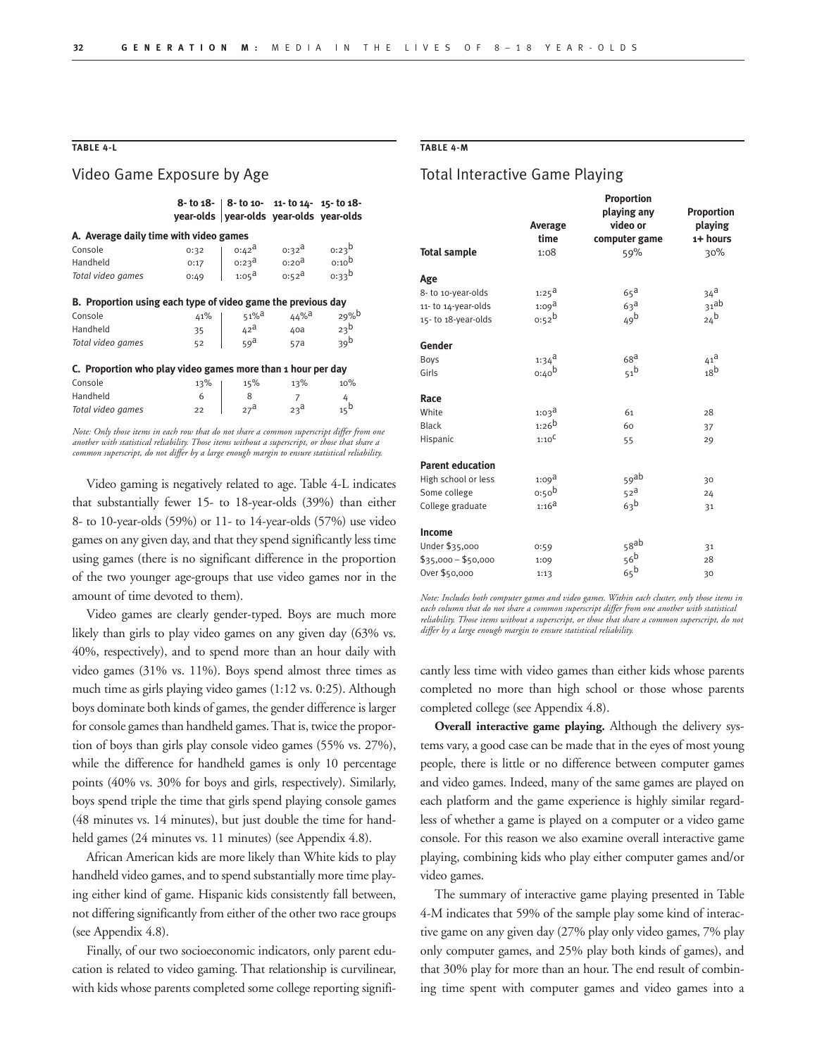**TABLE 4-L**

## Video Game Exposure by Age

| | 8- to 18-year-olds | 8- to 10-year-olds | 11- to 14-year-olds | 15- to 18-year-olds |
|---|---|---|---|---|
| **A. Average daily time with video games** | | | | |
| Console | 0:32 | 0:42[a] | 0:32[a] | 0:23[b] |
| Handheld | 0:17 | 0:23[a] | 0:20[a] | 0:10[b] |
| *Total video games* | 0:49 | 1:05[a] | 0:52[a] | 0:33[b] |
| **B. Proportion using each type of video game the previous day** | | | | |
| Console | 41% | 51%[a] | 44%[a] | 29%[b] |
| Handheld | 35 | 42[a] | 40a | 23[b] |
| *Total video games* | 52 | 59[a] | 57a | 39[b] |
| **C. Proportion who play video games more than 1 hour per day** | | | | |
| Console | 13% | 15% | 13% | 10% |
| Handheld | 6 | 8 | 7 | 4 |
| *Total video games* | 22 | 27[a] | 23[a] | 15[b] |

*Note: Only those items in each row that do not share a common superscript differ from one another with statistical reliability. Those items without a superscript, or those that share a common superscript, do not differ by a large enough margin to ensure statistical reliability.*

Video gaming is negatively related to age. Table 4-L indicates that substantially fewer 15- to 18-year-olds (39%) than either 8- to 10-year-olds (59%) or 11- to 14-year-olds (57%) use video games on any given day, and that they spend significantly less time using games (there is no significant difference in the proportion of the two younger age-groups that use video games nor in the amount of time devoted to them).

Video games are clearly gender-typed. Boys are much more likely than girls to play video games on any given day (63% vs. 40%, respectively), and to spend more than an hour daily with video games (31% vs. 11%). Boys spend almost three times as much time as girls playing video games (1:12 vs. 0:25). Although boys dominate both kinds of games, the gender difference is larger for console games than handheld games. That is, twice the proportion of boys than girls play console video games (55% vs. 27%), while the difference for handheld games is only 10 percentage points (40% vs. 30% for boys and girls, respectively). Similarly, boys spend triple the time that girls spend playing console games (48 minutes vs. 14 minutes), but just double the time for handheld games (24 minutes vs. 11 minutes) (see Appendix 4.8).

African American kids are more likely than White kids to play handheld video games, and to spend substantially more time playing either kind of game. Hispanic kids consistently fall between, not differing significantly from either of the other two race groups (see Appendix 4.8).

Finally, of our two socioeconomic indicators, only parent education is related to video gaming. That relationship is curvilinear, with kids whose parents completed some college reporting significantly less time with video games than either kids whose parents completed no more than high school or those whose parents completed college (see Appendix 4.8).

**Overall interactive game playing.** Although the delivery systems vary, a good case can be made that in the eyes of most young people, there is little or no difference between computer games and video games. Indeed, many of the same games are played on each platform and the game experience is highly similar regardless of whether a game is played on a computer or a video game console. For this reason we also examine overall interactive game playing, combining kids who play either computer games and/or video games.

The summary of interactive game playing presented in Table 4-M indicates that 59% of the sample play some kind of interactive game on any given day (27% play only video games, 7% play only computer games, and 25% play both kinds of games), and that 30% play for more than an hour. The end result of combining time spent with computer games and video games into a

**TABLE 4-M**

## Total Interactive Game Playing

| | Average time | Proportion playing any video or computer game | Proportion playing 1+ hours |
|---|---|---|---|
| **Total sample** | 1:08 | 59% | 30% |
| **Age** | | | |
| 8- to 10-year-olds | 1:25[a] | 65[a] | 34[a] |
| 11- to 14-year-olds | 1:09[a] | 63[a] | 31[ab] |
| 15- to 18-year-olds | 0:52[b] | 49[b] | 24[b] |
| **Gender** | | | |
| Boys | 1:34[a] | 68[a] | 41[a] |
| Girls | 0:40[b] | 51[b] | 18[b] |
| **Race** | | | |
| White | 1:03[a] | 61 | 28 |
| Black | 1:26[b] | 60 | 37 |
| Hispanic | 1:10[c] | 55 | 29 |
| **Parent education** | | | |
| High school or less | 1:09[a] | 59[ab] | 30 |
| Some college | 0:50[b] | 52[a] | 24 |
| College graduate | 1:16[a] | 63[b] | 31 |
| **Income** | | | |
| Under $35,000 | 0:59 | 58[ab] | 31 |
| $35,000 – $50,000 | 1:09 | 56[b] | 28 |
| Over $50,000 | 1:13 | 65[b] | 30 |

*Note: Includes both computer games and video games. Within each cluster, only those items in each column that do not share a common superscript differ from one another with statistical reliability. Those items without a superscript, or those that share a common superscript, do not differ by a large enough margin to ensure statistical reliability.*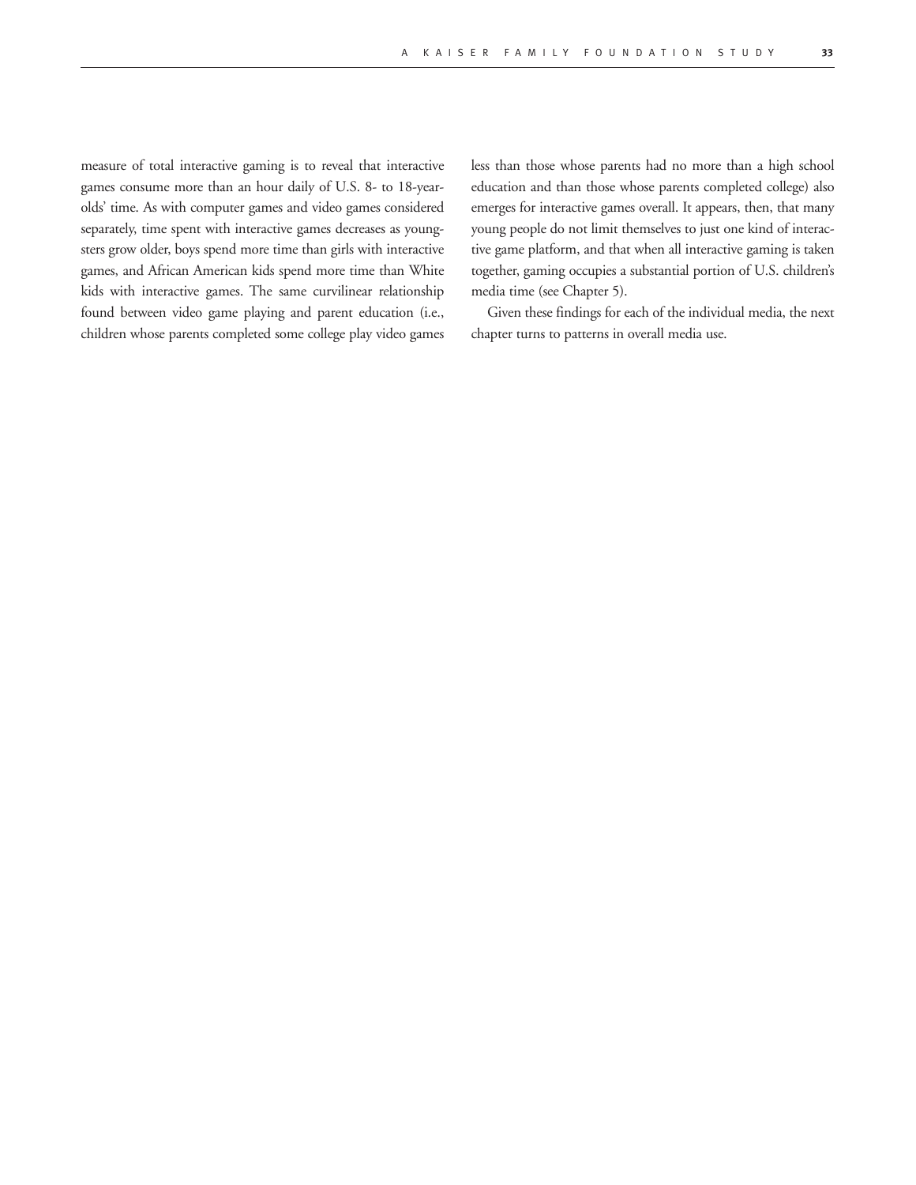measure of total interactive gaming is to reveal that interactive games consume more than an hour daily of U.S. 8- to 18-year-olds' time. As with computer games and video games considered separately, time spent with interactive games decreases as youngsters grow older, boys spend more time than girls with interactive games, and African American kids spend more time than White kids with interactive games. The same curvilinear relationship found between video game playing and parent education (i.e., children whose parents completed some college play video games less than those whose parents had no more than a high school education and than those whose parents completed college) also emerges for interactive games overall. It appears, then, that many young people do not limit themselves to just one kind of interactive game platform, and that when all interactive gaming is taken together, gaming occupies a substantial portion of U.S. children's media time (see Chapter 5).

Given these findings for each of the individual media, the next chapter turns to patterns in overall media use.